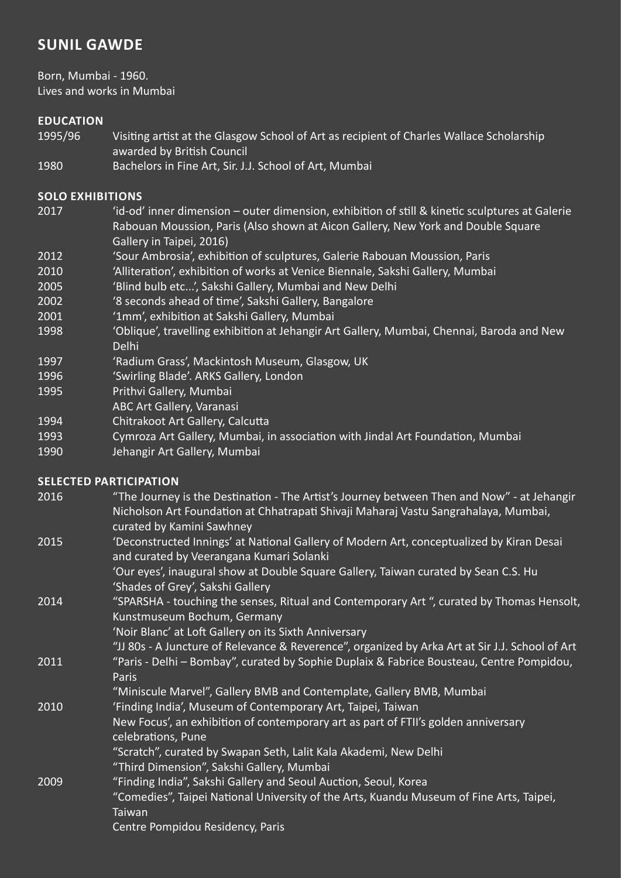# SUNIL GAWDE

Born, Mumbai - 1960.
Lives and works in Mumbai

## EDUCATION

| | |
|---|---|
| 1995/96 | Visiting artist at the Glasgow School of Art as recipient of Charles Wallace Scholarship awarded by British Council |
| 1980 | Bachelors in Fine Art, Sir. J.J. School of Art, Mumbai |

## SOLO EXHIBITIONS

| | |
|---|---|
| 2017 | 'id-od' inner dimension – outer dimension, exhibition of still & kinetic sculptures at Galerie Rabouan Moussion, Paris (Also shown at Aicon Gallery, New York and Double Square Gallery in Taipei, 2016) |
| 2012 | 'Sour Ambrosia', exhibition of sculptures, Galerie Rabouan Moussion, Paris |
| 2010 | 'Alliteration', exhibition of works at Venice Biennale, Sakshi Gallery, Mumbai |
| 2005 | 'Blind bulb etc...', Sakshi Gallery, Mumbai and New Delhi |
| 2002 | '8 seconds ahead of time', Sakshi Gallery, Bangalore |
| 2001 | '1mm', exhibition at Sakshi Gallery, Mumbai |
| 1998 | 'Oblique', travelling exhibition at Jehangir Art Gallery, Mumbai, Chennai, Baroda and New Delhi |
| 1997 | 'Radium Grass', Mackintosh Museum, Glasgow, UK |
| 1996 | 'Swirling Blade'. ARKS Gallery, London |
| 1995 | Prithvi Gallery, Mumbai<br>ABC Art Gallery, Varanasi |
| 1994 | Chitrakoot Art Gallery, Calcutta |
| 1993 | Cymroza Art Gallery, Mumbai, in association with Jindal Art Foundation, Mumbai |
| 1990 | Jehangir Art Gallery, Mumbai |

## SELECTED PARTICIPATION

| | |
|---|---|
| 2016 | "The Journey is the Destination - The Artist's Journey between Then and Now" - at Jehangir Nicholson Art Foundation at Chhatrapati Shivaji Maharaj Vastu Sangrahalaya, Mumbai, curated by Kamini Sawhney |
| 2015 | 'Deconstructed Innings' at National Gallery of Modern Art, conceptualized by Kiran Desai and curated by Veerangana Kumari Solanki<br>'Our eyes', inaugural show at Double Square Gallery, Taiwan curated by Sean C.S. Hu<br>'Shades of Grey', Sakshi Gallery |
| 2014 | "SPARSHA - touching the senses, Ritual and Contemporary Art ", curated by Thomas Hensolt, Kunstmuseum Bochum, Germany<br>'Noir Blanc' at Loft Gallery on its Sixth Anniversary<br>"JJ 80s - A Juncture of Relevance & Reverence", organized by Arka Art at Sir J.J. School of Art |
| 2011 | "Paris - Delhi – Bombay", curated by Sophie Duplaix & Fabrice Bousteau, Centre Pompidou, Paris<br>"Miniscule Marvel", Gallery BMB and Contemplate, Gallery BMB, Mumbai |
| 2010 | 'Finding India', Museum of Contemporary Art, Taipei, Taiwan<br>New Focus', an exhibition of contemporary art as part of FTII's golden anniversary celebrations, Pune<br>"Scratch", curated by Swapan Seth, Lalit Kala Akademi, New Delhi<br>"Third Dimension", Sakshi Gallery, Mumbai |
| 2009 | "Finding India", Sakshi Gallery and Seoul Auction, Seoul, Korea<br>"Comedies", Taipei National University of the Arts, Kuandu Museum of Fine Arts, Taipei, Taiwan<br>Centre Pompidou Residency, Paris |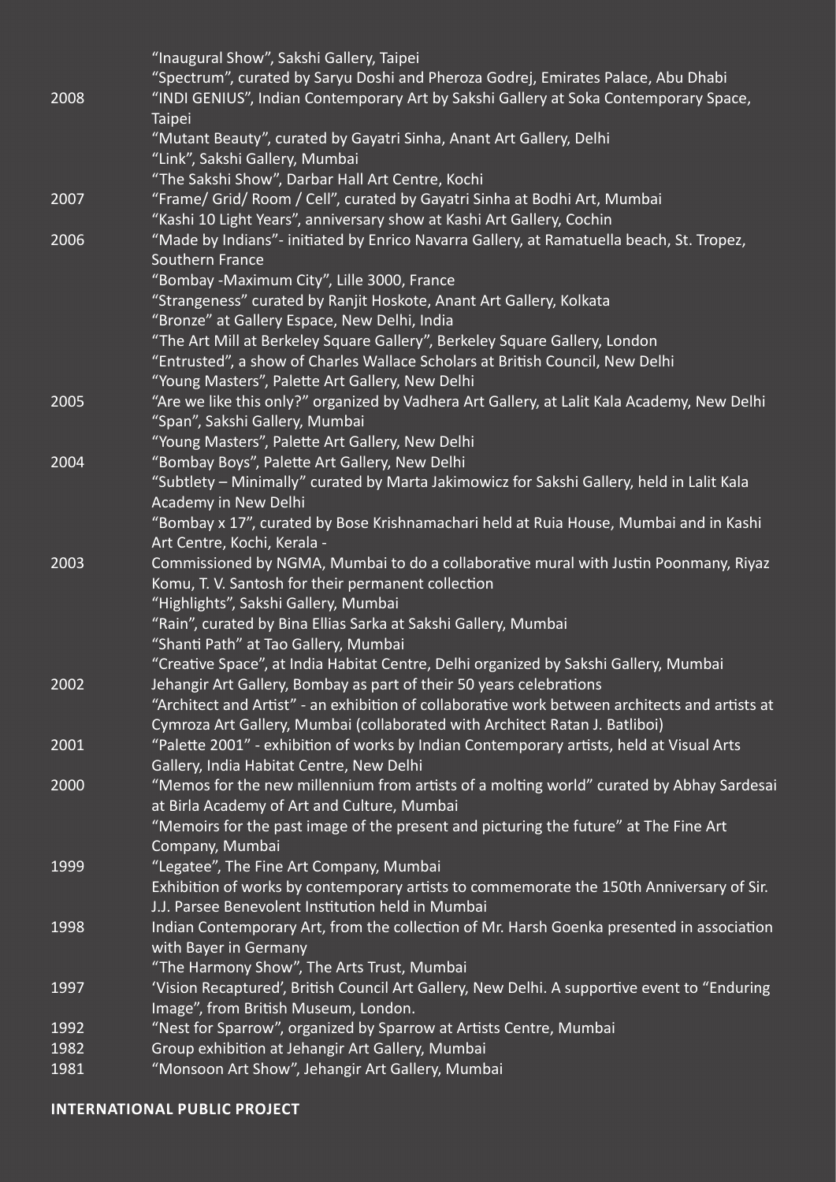| | |
|---|---|
| | "Inaugural Show", Sakshi Gallery, Taipei |
| | "Spectrum", curated by Saryu Doshi and Pheroza Godrej, Emirates Palace, Abu Dhabi |
| 2008 | "INDI GENIUS", Indian Contemporary Art by Sakshi Gallery at Soka Contemporary Space, Taipei |
| | "Mutant Beauty", curated by Gayatri Sinha, Anant Art Gallery, Delhi |
| | "Link", Sakshi Gallery, Mumbai |
| | "The Sakshi Show", Darbar Hall Art Centre, Kochi |
| 2007 | "Frame/ Grid/ Room / Cell", curated by Gayatri Sinha at Bodhi Art, Mumbai |
| | "Kashi 10 Light Years", anniversary show at Kashi Art Gallery, Cochin |
| 2006 | "Made by Indians"- initiated by Enrico Navarra Gallery, at Ramatuella beach, St. Tropez, Southern France |
| | "Bombay -Maximum City", Lille 3000, France |
| | "Strangeness" curated by Ranjit Hoskote, Anant Art Gallery, Kolkata |
| | "Bronze" at Gallery Espace, New Delhi, India |
| | "The Art Mill at Berkeley Square Gallery", Berkeley Square Gallery, London |
| | "Entrusted", a show of Charles Wallace Scholars at British Council, New Delhi |
| | "Young Masters", Palette Art Gallery, New Delhi |
| 2005 | "Are we like this only?" organized by Vadhera Art Gallery, at Lalit Kala Academy, New Delhi |
| | "Span", Sakshi Gallery, Mumbai |
| | "Young Masters", Palette Art Gallery, New Delhi |
| 2004 | "Bombay Boys", Palette Art Gallery, New Delhi |
| | "Subtlety – Minimally" curated by Marta Jakimowicz for Sakshi Gallery, held in Lalit Kala Academy in New Delhi |
| | "Bombay x 17", curated by Bose Krishnamachari held at Ruia House, Mumbai and in Kashi Art Centre, Kochi, Kerala - |
| 2003 | Commissioned by NGMA, Mumbai to do a collaborative mural with Justin Poonmany, Riyaz Komu, T. V. Santosh for their permanent collection |
| | "Highlights", Sakshi Gallery, Mumbai |
| | "Rain", curated by Bina Ellias Sarka at Sakshi Gallery, Mumbai |
| | "Shanti Path" at Tao Gallery, Mumbai |
| | "Creative Space", at India Habitat Centre, Delhi organized by Sakshi Gallery, Mumbai |
| 2002 | Jehangir Art Gallery, Bombay as part of their 50 years celebrations |
| | "Architect and Artist" - an exhibition of collaborative work between architects and artists at Cymroza Art Gallery, Mumbai (collaborated with Architect Ratan J. Batliboi) |
| 2001 | "Palette 2001" - exhibition of works by Indian Contemporary artists, held at Visual Arts Gallery, India Habitat Centre, New Delhi |
| 2000 | "Memos for the new millennium from artists of a molting world" curated by Abhay Sardesai at Birla Academy of Art and Culture, Mumbai |
| | "Memoirs for the past image of the present and picturing the future" at The Fine Art Company, Mumbai |
| 1999 | "Legatee", The Fine Art Company, Mumbai |
| | Exhibition of works by contemporary artists to commemorate the 150th Anniversary of Sir. J.J. Parsee Benevolent Institution held in Mumbai |
| 1998 | Indian Contemporary Art, from the collection of Mr. Harsh Goenka presented in association with Bayer in Germany |
| | "The Harmony Show", The Arts Trust, Mumbai |
| 1997 | 'Vision Recaptured', British Council Art Gallery, New Delhi. A supportive event to "Enduring Image", from British Museum, London. |
| 1992 | "Nest for Sparrow", organized by Sparrow at Artists Centre, Mumbai |
| 1982 | Group exhibition at Jehangir Art Gallery, Mumbai |
| 1981 | "Monsoon Art Show", Jehangir Art Gallery, Mumbai |

**INTERNATIONAL PUBLIC PROJECT**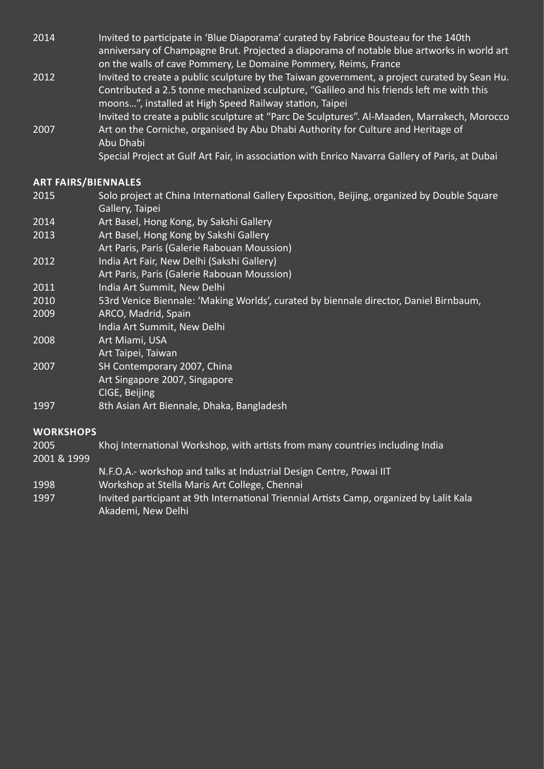2014 Invited to participate in 'Blue Diaporama' curated by Fabrice Bousteau for the 140th anniversary of Champagne Brut. Projected a diaporama of notable blue artworks in world art on the walls of cave Pommery, Le Domaine Pommery, Reims, France

2012 Invited to create a public sculpture by the Taiwan government, a project curated by Sean Hu. Contributed a 2.5 tonne mechanized sculpture, "Galileo and his friends left me with this moons...", installed at High Speed Railway station, Taipei

Invited to create a public sculpture at "Parc De Sculptures". Al-Maaden, Marrakech, Morocco

2007 Art on the Corniche, organised by Abu Dhabi Authority for Culture and Heritage of Abu Dhabi

Special Project at Gulf Art Fair, in association with Enrico Navarra Gallery of Paris, at Dubai

**ART FAIRS/BIENNALES**

2015 Solo project at China International Gallery Exposition, Beijing, organized by Double Square Gallery, Taipei

2014 Art Basel, Hong Kong, by Sakshi Gallery

2013 Art Basel, Hong Kong by Sakshi Gallery

Art Paris, Paris (Galerie Rabouan Moussion)

2012 India Art Fair, New Delhi (Sakshi Gallery)

Art Paris, Paris (Galerie Rabouan Moussion)

2011 India Art Summit, New Delhi

2010 53rd Venice Biennale: 'Making Worlds', curated by biennale director, Daniel Birnbaum,

2009 ARCO, Madrid, Spain

India Art Summit, New Delhi

2008 Art Miami, USA

Art Taipei, Taiwan

2007 SH Contemporary 2007, China

Art Singapore 2007, Singapore

CIGE, Beijing

1997 8th Asian Art Biennale, Dhaka, Bangladesh

**WORKSHOPS**

2005 Khoj International Workshop, with artists from many countries including India

2001 & 1999

N.F.O.A.- workshop and talks at Industrial Design Centre, Powai IIT

1998 Workshop at Stella Maris Art College, Chennai

1997 Invited participant at 9th International Triennial Artists Camp, organized by Lalit Kala Akademi, New Delhi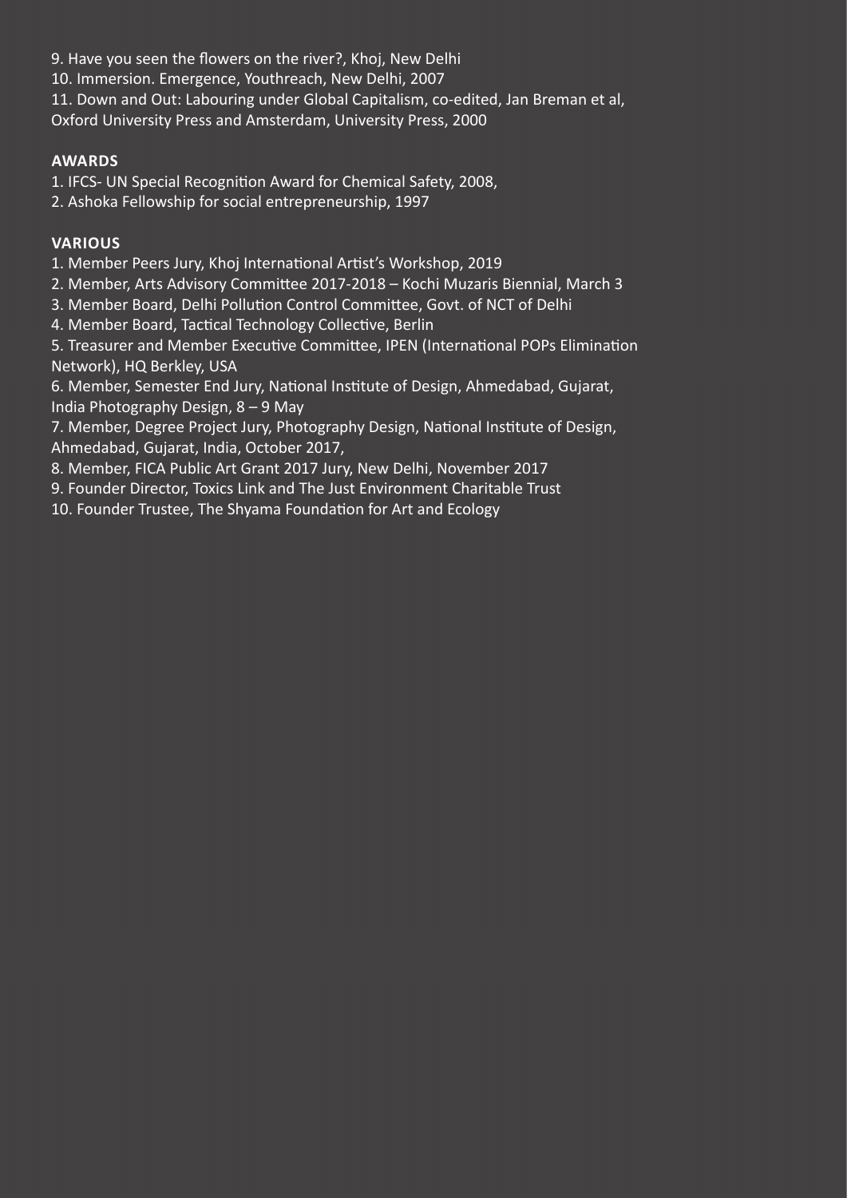9. Have you seen the flowers on the river?, Khoj, New Delhi
10. Immersion. Emergence, Youthreach, New Delhi, 2007
11. Down and Out: Labouring under Global Capitalism, co-edited, Jan Breman et al, Oxford University Press and Amsterdam, University Press, 2000

## AWARDS

1. IFCS- UN Special Recognition Award for Chemical Safety, 2008,
2. Ashoka Fellowship for social entrepreneurship, 1997

## VARIOUS

1. Member Peers Jury, Khoj International Artist's Workshop, 2019
2. Member, Arts Advisory Committee 2017-2018 – Kochi Muzaris Biennial, March 3
3. Member Board, Delhi Pollution Control Committee, Govt. of NCT of Delhi
4. Member Board, Tactical Technology Collective, Berlin
5. Treasurer and Member Executive Committee, IPEN (International POPs Elimination Network), HQ Berkley, USA
6. Member, Semester End Jury, National Institute of Design, Ahmedabad, Gujarat, India Photography Design, 8 – 9 May
7. Member, Degree Project Jury, Photography Design, National Institute of Design, Ahmedabad, Gujarat, India, October 2017,
8. Member, FICA Public Art Grant 2017 Jury, New Delhi, November 2017
9. Founder Director, Toxics Link and The Just Environment Charitable Trust
10. Founder Trustee, The Shyama Foundation for Art and Ecology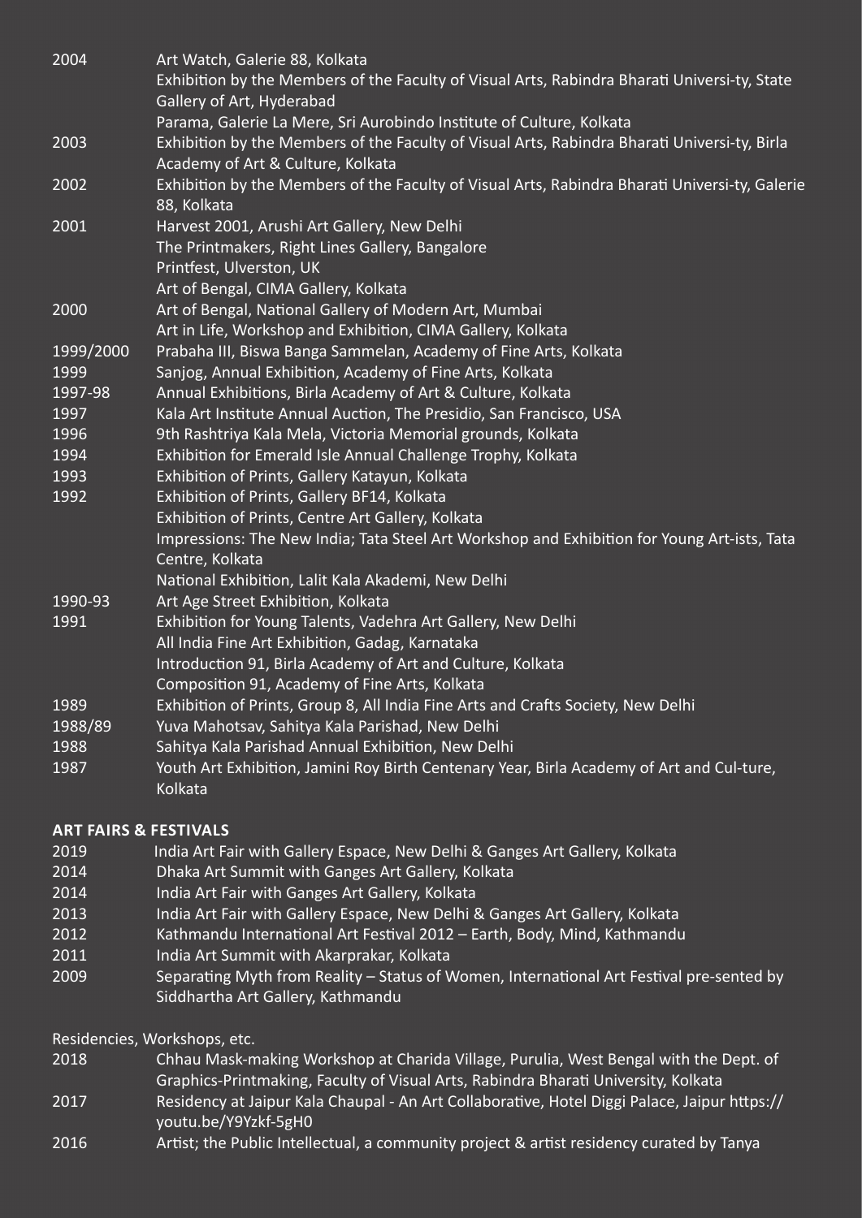2004 Art Watch, Galerie 88, Kolkata
Exhibition by the Members of the Faculty of Visual Arts, Rabindra Bharati Universi-ty, State Gallery of Art, Hyderabad
Parama, Galerie La Mere, Sri Aurobindo Institute of Culture, Kolkata

2003 Exhibition by the Members of the Faculty of Visual Arts, Rabindra Bharati Universi-ty, Birla Academy of Art & Culture, Kolkata

2002 Exhibition by the Members of the Faculty of Visual Arts, Rabindra Bharati Universi-ty, Galerie 88, Kolkata

2001 Harvest 2001, Arushi Art Gallery, New Delhi
The Printmakers, Right Lines Gallery, Bangalore
Printfest, Ulverston, UK
Art of Bengal, CIMA Gallery, Kolkata

2000 Art of Bengal, National Gallery of Modern Art, Mumbai
Art in Life, Workshop and Exhibition, CIMA Gallery, Kolkata

1999/2000 Prabaha III, Biswa Banga Sammelan, Academy of Fine Arts, Kolkata

1999 Sanjog, Annual Exhibition, Academy of Fine Arts, Kolkata

1997-98 Annual Exhibitions, Birla Academy of Art & Culture, Kolkata

1997 Kala Art Institute Annual Auction, The Presidio, San Francisco, USA

1996 9th Rashtriya Kala Mela, Victoria Memorial grounds, Kolkata

1994 Exhibition for Emerald Isle Annual Challenge Trophy, Kolkata

1993 Exhibition of Prints, Gallery Katayun, Kolkata

1992 Exhibition of Prints, Gallery BF14, Kolkata
Exhibition of Prints, Centre Art Gallery, Kolkata
Impressions: The New India; Tata Steel Art Workshop and Exhibition for Young Art-ists, Tata Centre, Kolkata
National Exhibition, Lalit Kala Akademi, New Delhi

1990-93 Art Age Street Exhibition, Kolkata

1991 Exhibition for Young Talents, Vadehra Art Gallery, New Delhi
All India Fine Art Exhibition, Gadag, Karnataka
Introduction 91, Birla Academy of Art and Culture, Kolkata
Composition 91, Academy of Fine Arts, Kolkata

1989 Exhibition of Prints, Group 8, All India Fine Arts and Crafts Society, New Delhi

1988/89 Yuva Mahotsav, Sahitya Kala Parishad, New Delhi

1988 Sahitya Kala Parishad Annual Exhibition, New Delhi

1987 Youth Art Exhibition, Jamini Roy Birth Centenary Year, Birla Academy of Art and Cul-ture, Kolkata

**ART FAIRS & FESTIVALS**

2019 India Art Fair with Gallery Espace, New Delhi & Ganges Art Gallery, Kolkata

2014 Dhaka Art Summit with Ganges Art Gallery, Kolkata

2014 India Art Fair with Ganges Art Gallery, Kolkata

2013 India Art Fair with Gallery Espace, New Delhi & Ganges Art Gallery, Kolkata

2012 Kathmandu International Art Festival 2012 – Earth, Body, Mind, Kathmandu

2011 India Art Summit with Akarprakar, Kolkata

2009 Separating Myth from Reality – Status of Women, International Art Festival pre-sented by Siddhartha Art Gallery, Kathmandu

Residencies, Workshops, etc.

2018 Chhau Mask-making Workshop at Charida Village, Purulia, West Bengal with the Dept. of Graphics-Printmaking, Faculty of Visual Arts, Rabindra Bharati University, Kolkata

2017 Residency at Jaipur Kala Chaupal - An Art Collaborative, Hotel Diggi Palace, Jaipur https://youtu.be/Y9Yzkf-5gH0

2016 Artist; the Public Intellectual, a community project & artist residency curated by Tanya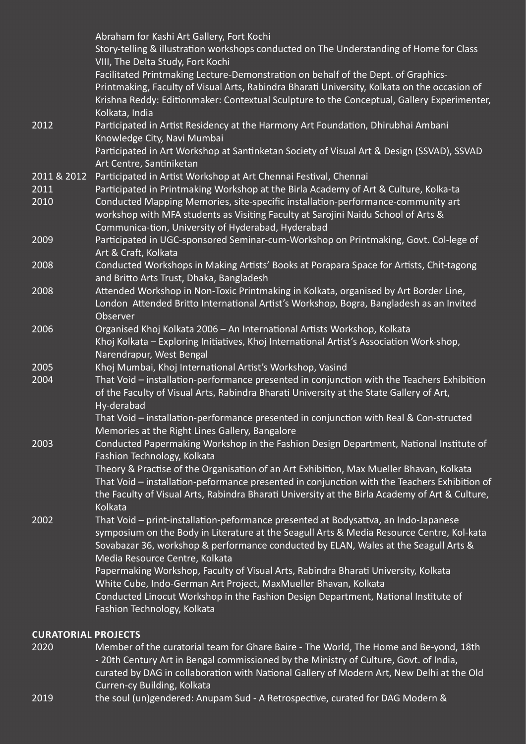| | |
|---|---|
| | Abraham for Kashi Art Gallery, Fort Kochi |
| | Story-telling & illustration workshops conducted on The Understanding of Home for Class VIII, The Delta Study, Fort Kochi |
| | Facilitated Printmaking Lecture-Demonstration on behalf of the Dept. of Graphics-Printmaking, Faculty of Visual Arts, Rabindra Bharati University, Kolkata on the occasion of Krishna Reddy: Editionmaker: Contextual Sculpture to the Conceptual, Gallery Experimenter, Kolkata, India |
| 2012 | Participated in Artist Residency at the Harmony Art Foundation, Dhirubhai Ambani Knowledge City, Navi Mumbai |
| | Participated in Art Workshop at Santinketan Society of Visual Art & Design (SSVAD), SSVAD Art Centre, Santiniketan |
| 2011 & 2012 | Participated in Artist Workshop at Art Chennai Festival, Chennai |
| 2011 | Participated in Printmaking Workshop at the Birla Academy of Art & Culture, Kolka-ta |
| 2010 | Conducted Mapping Memories, site-specific installation-performance-community art workshop with MFA students as Visiting Faculty at Sarojini Naidu School of Arts & Communica-tion, University of Hyderabad, Hyderabad |
| 2009 | Participated in UGC-sponsored Seminar-cum-Workshop on Printmaking, Govt. Col-lege of Art & Craft, Kolkata |
| 2008 | Conducted Workshops in Making Artists' Books at Porapara Space for Artists, Chit-tagong and Britto Arts Trust, Dhaka, Bangladesh |
| 2008 | Attended Workshop in Non-Toxic Printmaking in Kolkata, organised by Art Border Line, London Attended Britto International Artist's Workshop, Bogra, Bangladesh as an Invited Observer |
| 2006 | Organised Khoj Kolkata 2006 – An International Artists Workshop, Kolkata |
| | Khoj Kolkata – Exploring Initiatives, Khoj International Artist's Association Work-shop, Narendrapur, West Bengal |
| 2005 | Khoj Mumbai, Khoj International Artist's Workshop, Vasind |
| 2004 | That Void – installation-performance presented in conjunction with the Teachers Exhibition of the Faculty of Visual Arts, Rabindra Bharati University at the State Gallery of Art, Hy-derabad |
| | That Void – installation-performance presented in conjunction with Real & Con-structed Memories at the Right Lines Gallery, Bangalore |
| 2003 | Conducted Papermaking Workshop in the Fashion Design Department, National Institute of Fashion Technology, Kolkata |
| | Theory & Practise of the Organisation of an Art Exhibition, Max Mueller Bhavan, Kolkata |
| | That Void – installation-peformance presented in conjunction with the Teachers Exhibition of the Faculty of Visual Arts, Rabindra Bharati University at the Birla Academy of Art & Culture, Kolkata |
| 2002 | That Void – print-installation-peformance presented at Bodysattva, an Indo-Japanese symposium on the Body in Literature at the Seagull Arts & Media Resource Centre, Kol-kata |
| | Sovabazar 36, workshop & performance conducted by ELAN, Wales at the Seagull Arts & Media Resource Centre, Kolkata |
| | Papermaking Workshop, Faculty of Visual Arts, Rabindra Bharati University, Kolkata |
| | White Cube, Indo-German Art Project, MaxMueller Bhavan, Kolkata |
| | Conducted Linocut Workshop in the Fashion Design Department, National Institute of Fashion Technology, Kolkata |

## CURATORIAL PROJECTS

| | |
|---|---|
| 2020 | Member of the curatorial team for Ghare Baire - The World, The Home and Be-yond, 18th - 20th Century Art in Bengal commissioned by the Ministry of Culture, Govt. of India, curated by DAG in collaboration with National Gallery of Modern Art, New Delhi at the Old Curren-cy Building, Kolkata |
| 2019 | the soul (un)gendered: Anupam Sud - A Retrospective, curated for DAG Modern & |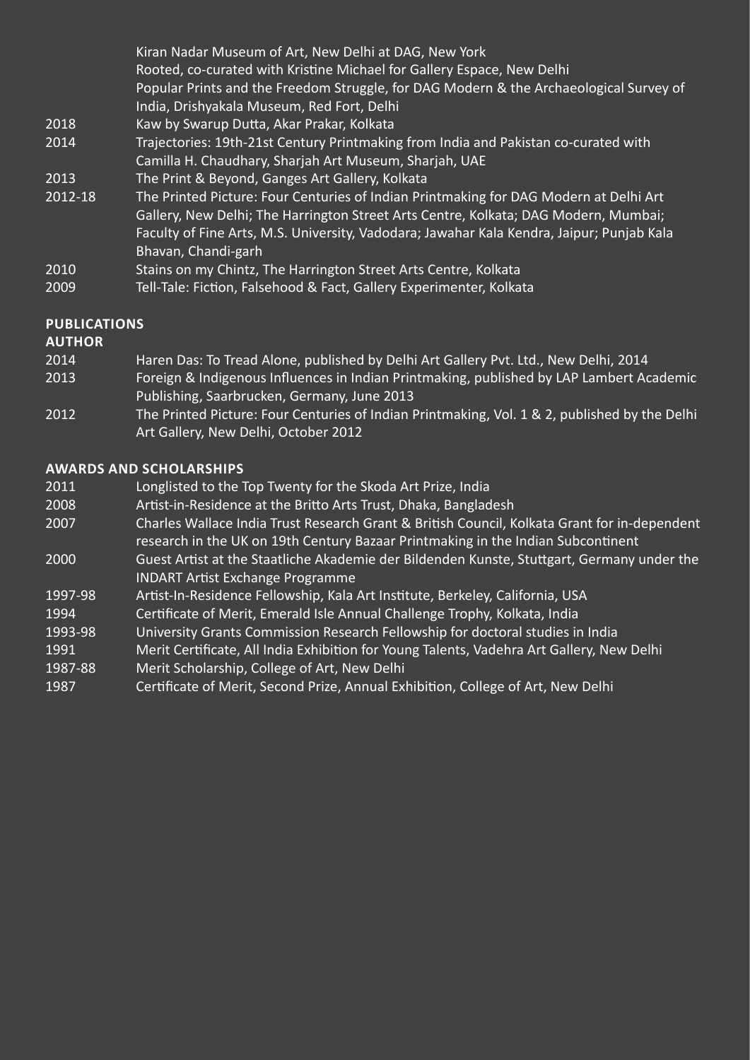| | |
|---|---|
| | Kiran Nadar Museum of Art, New Delhi at DAG, New York |
| | Rooted, co-curated with Kristine Michael for Gallery Espace, New Delhi |
| | Popular Prints and the Freedom Struggle, for DAG Modern & the Archaeological Survey of India, Drishyakala Museum, Red Fort, Delhi |
| 2018 | Kaw by Swarup Dutta, Akar Prakar, Kolkata |
| 2014 | Trajectories: 19th-21st Century Printmaking from India and Pakistan co-curated with Camilla H. Chaudhary, Sharjah Art Museum, Sharjah, UAE |
| 2013 | The Print & Beyond, Ganges Art Gallery, Kolkata |
| 2012-18 | The Printed Picture: Four Centuries of Indian Printmaking for DAG Modern at Delhi Art Gallery, New Delhi; The Harrington Street Arts Centre, Kolkata; DAG Modern, Mumbai; Faculty of Fine Arts, M.S. University, Vadodara; Jawahar Kala Kendra, Jaipur; Punjab Kala Bhavan, Chandi-garh |
| 2010 | Stains on my Chintz, The Harrington Street Arts Centre, Kolkata |
| 2009 | Tell-Tale: Fiction, Falsehood & Fact, Gallery Experimenter, Kolkata |

## PUBLICATIONS

### AUTHOR

| | |
|---|---|
| 2014 | Haren Das: To Tread Alone, published by Delhi Art Gallery Pvt. Ltd., New Delhi, 2014 |
| 2013 | Foreign & Indigenous Influences in Indian Printmaking, published by LAP Lambert Academic Publishing, Saarbrucken, Germany, June 2013 |
| 2012 | The Printed Picture: Four Centuries of Indian Printmaking, Vol. 1 & 2, published by the Delhi Art Gallery, New Delhi, October 2012 |

## AWARDS AND SCHOLARSHIPS

| | |
|---|---|
| 2011 | Longlisted to the Top Twenty for the Skoda Art Prize, India |
| 2008 | Artist-in-Residence at the Britto Arts Trust, Dhaka, Bangladesh |
| 2007 | Charles Wallace India Trust Research Grant & British Council, Kolkata Grant for in-dependent research in the UK on 19th Century Bazaar Printmaking in the Indian Subcontinent |
| 2000 | Guest Artist at the Staatliche Akademie der Bildenden Kunste, Stuttgart, Germany under the INDART Artist Exchange Programme |
| 1997-98 | Artist-In-Residence Fellowship, Kala Art Institute, Berkeley, California, USA |
| 1994 | Certificate of Merit, Emerald Isle Annual Challenge Trophy, Kolkata, India |
| 1993-98 | University Grants Commission Research Fellowship for doctoral studies in India |
| 1991 | Merit Certificate, All India Exhibition for Young Talents, Vadehra Art Gallery, New Delhi |
| 1987-88 | Merit Scholarship, College of Art, New Delhi |
| 1987 | Certificate of Merit, Second Prize, Annual Exhibition, College of Art, New Delhi |